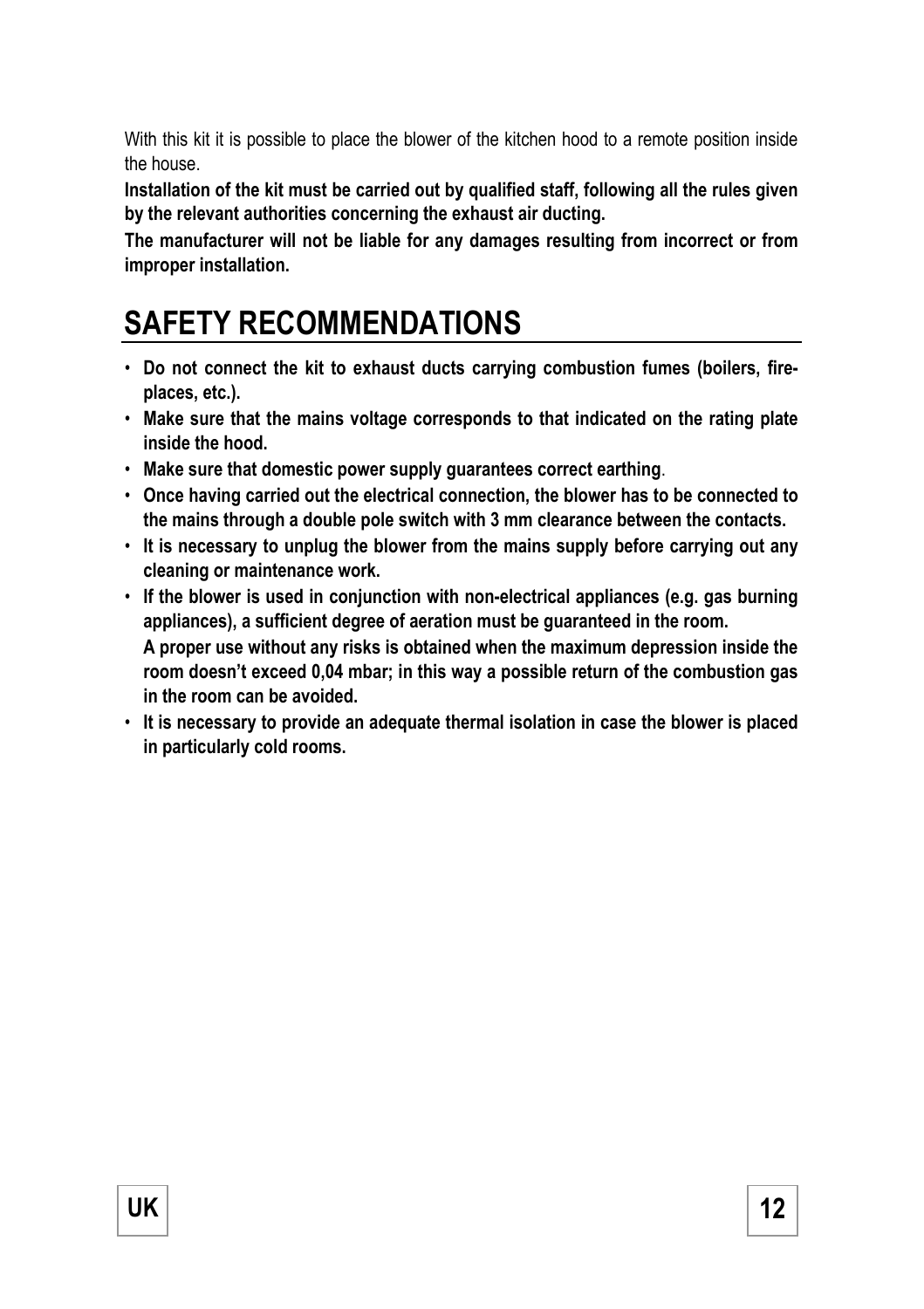With this kit it is possible to place the blower of the kitchen hood to a remote position inside the house.

**Installation of the kit must be carried out by qualified staff, following all the rules given by the relevant authorities concerning the exhaust air ducting.**

**The manufacturer will not be liable for any damages resulting from incorrect or from improper installation.**

# SAFETY RECOMMENDATIONS

- **Do not connect the kit to exhaust ducts carrying combustion fumes (boilers, fire-places, etc.).**
- **Make sure that the mains voltage corresponds to that indicated on the rating plate inside the hood.**
- **Make sure that domestic power supply guarantees correct earthing**.
- **Once having carried out the electrical connection, the blower has to be connected to the mains through a double pole switch with 3 mm clearance between the contacts.**
- **It is necessary to unplug the blower from the mains supply before carrying out any cleaning or maintenance work.**
- **If the blower is used in conjunction with non-electrical appliances (e.g. gas burning appliances), a sufficient degree of aeration must be guaranteed in the room.**
  **A proper use without any risks is obtained when the maximum depression inside the room doesn't exceed 0,04 mbar; in this way a possible return of the combustion gas in the room can be avoided.**
- **It is necessary to provide an adequate thermal isolation in case the blower is placed in particularly cold rooms.**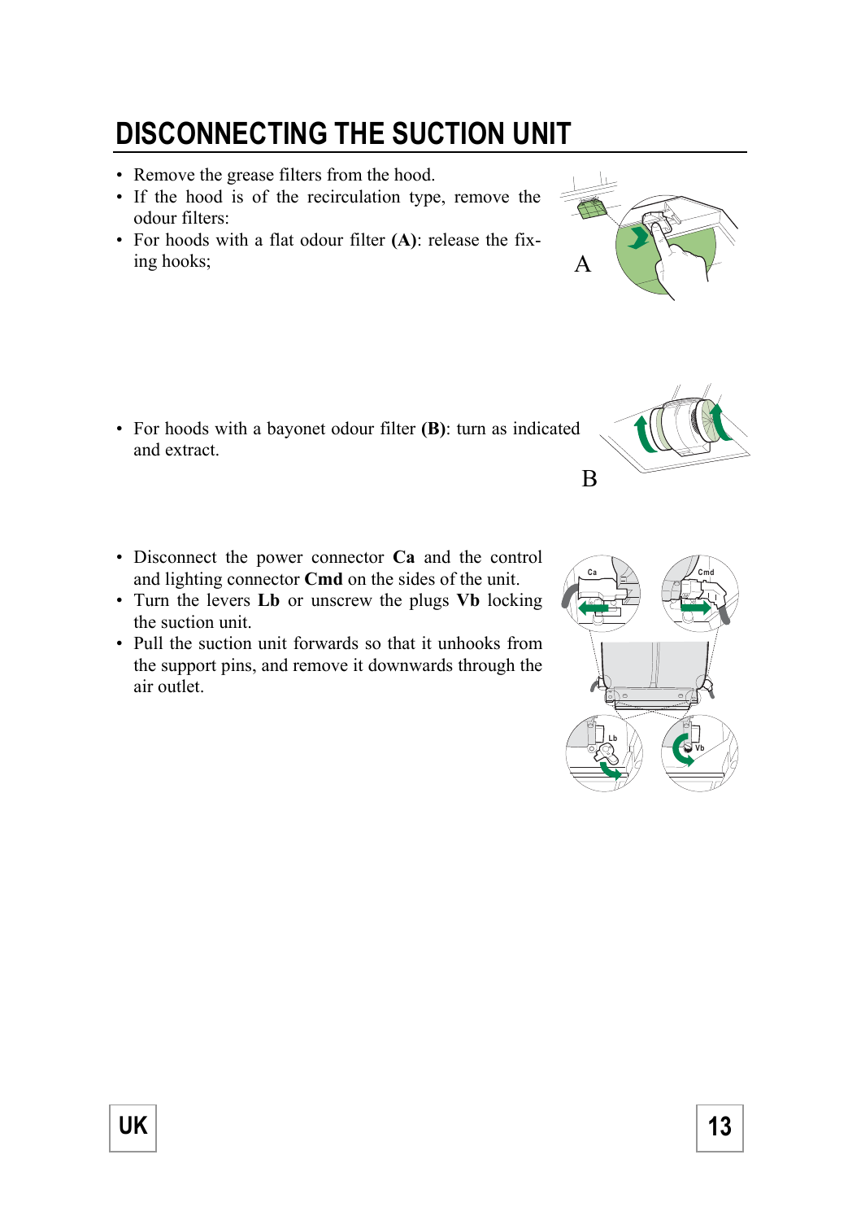# DISCONNECTING THE SUCTION UNIT

- Remove the grease filters from the hood.
- If the hood is of the recirculation type, remove the odour filters:
- For hoods with a flat odour filter **(A)**: release the fixing hooks;

A

- For hoods with a bayonet odour filter **(B)**: turn as indicated and extract.

B

- Disconnect the power connector **Ca** and the control and lighting connector **Cmd** on the sides of the unit.
- Turn the levers **Lb** or unscrew the plugs **Vb** locking the suction unit.
- Pull the suction unit forwards so that it unhooks from the support pins, and remove it downwards through the air outlet.

UK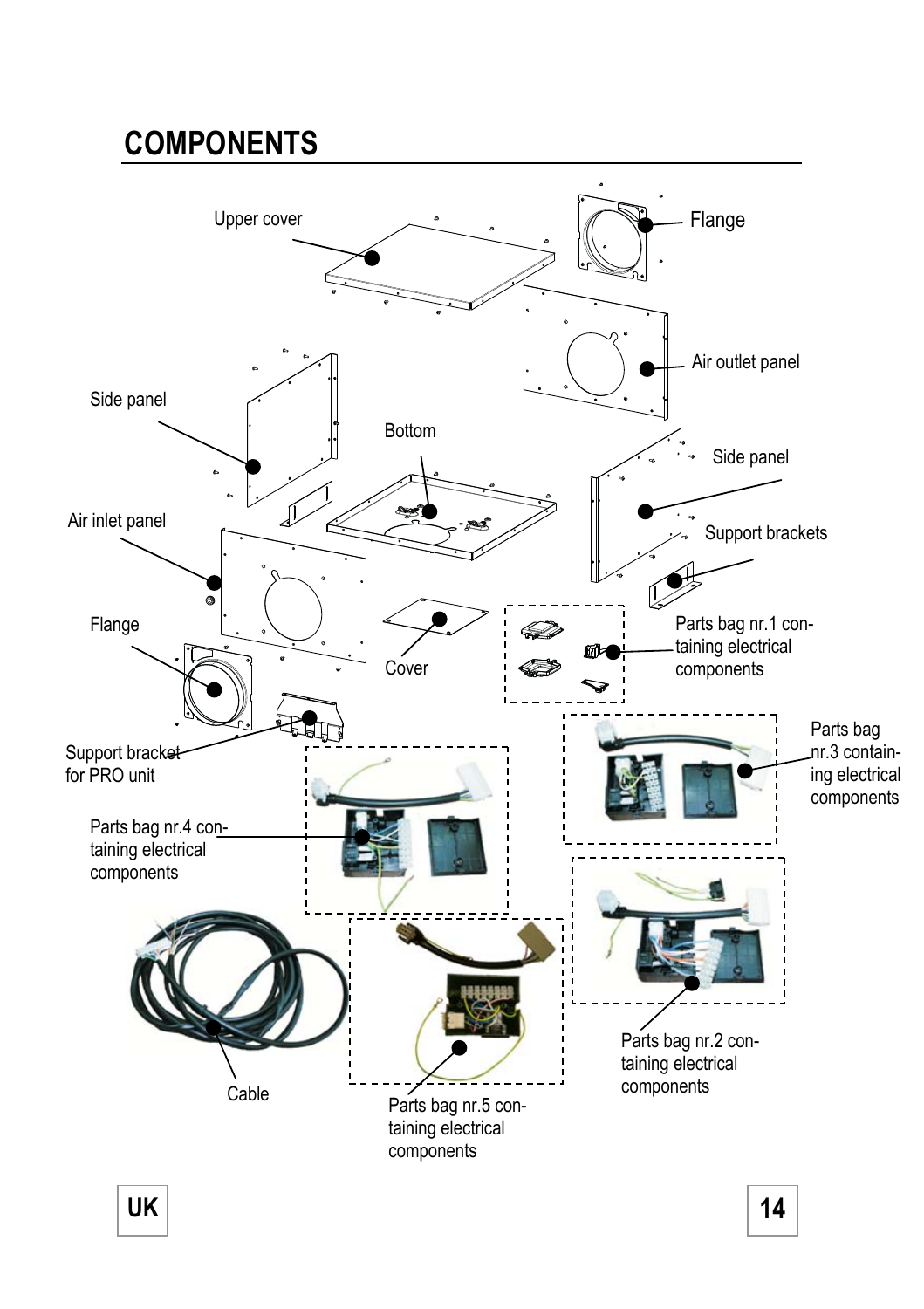# COMPONENTS

Upper cover

Flange

Air outlet panel

Side panel

Bottom

Side panel

Air inlet panel

Support brackets

Flange

Cover

Parts bag nr.1 containing electrical components

Support bracket for PRO unit

Parts bag nr.3 containing electrical components

Parts bag nr.4 containing electrical components

Cable

Parts bag nr.2 containing electrical components

Parts bag nr.5 containing electrical components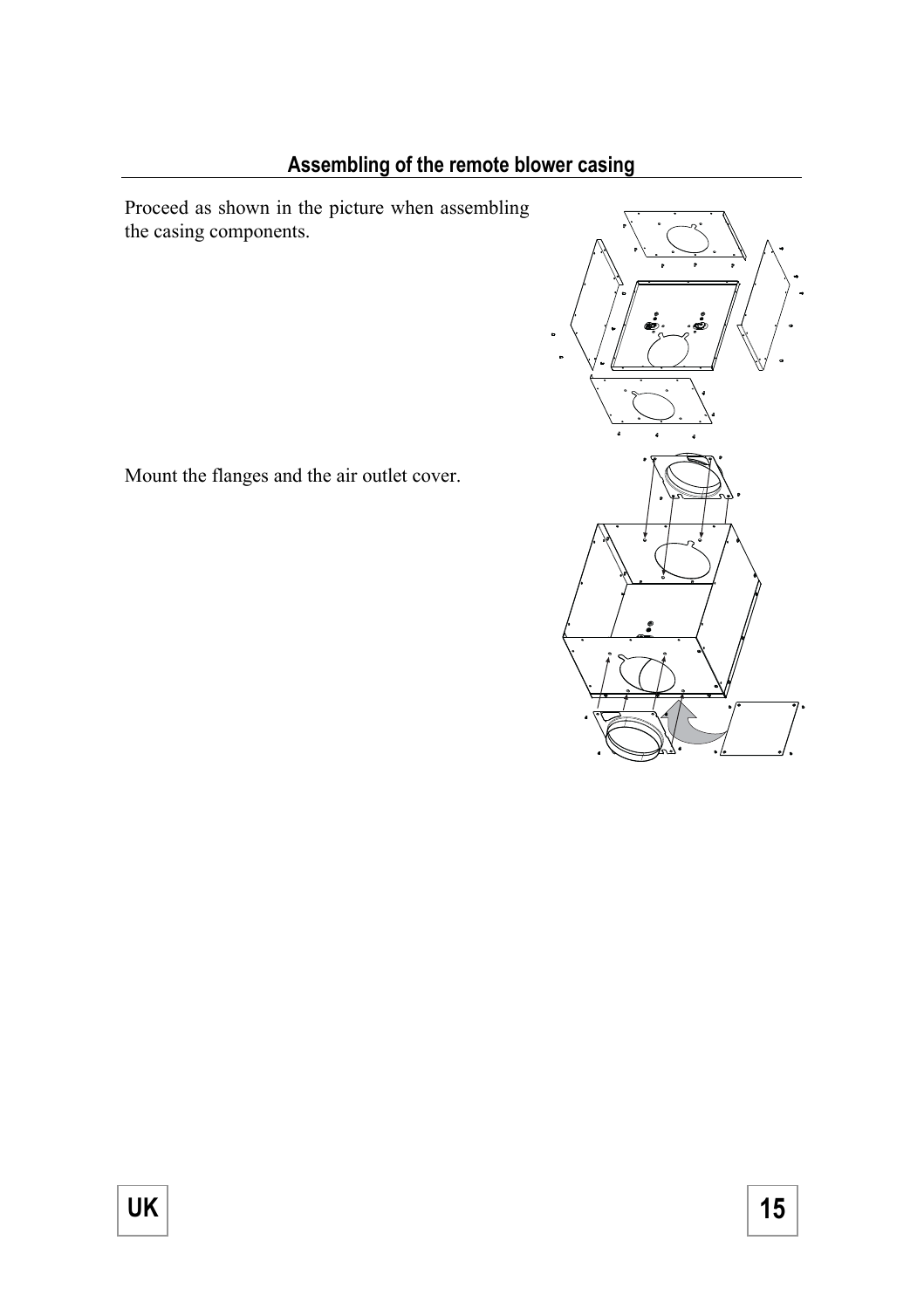## Assembling of the remote blower casing

Proceed as shown in the picture when assembling the casing components.

Mount the flanges and the air outlet cover.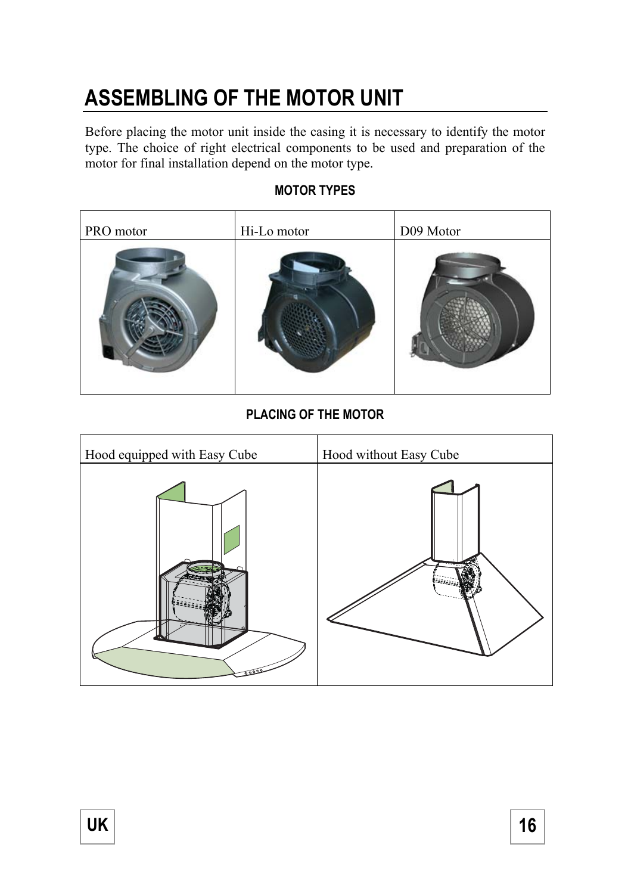# ASSEMBLING OF THE MOTOR UNIT

Before placing the motor unit inside the casing it is necessary to identify the motor type. The choice of right electrical components to be used and preparation of the motor for final installation depend on the motor type.

**MOTOR TYPES**

| PRO motor | Hi-Lo motor | D09 Motor |
| --- | --- | --- |
| | | |

**PLACING OF THE MOTOR**

| Hood equipped with Easy Cube | Hood without Easy Cube |
| --- | --- |
| | |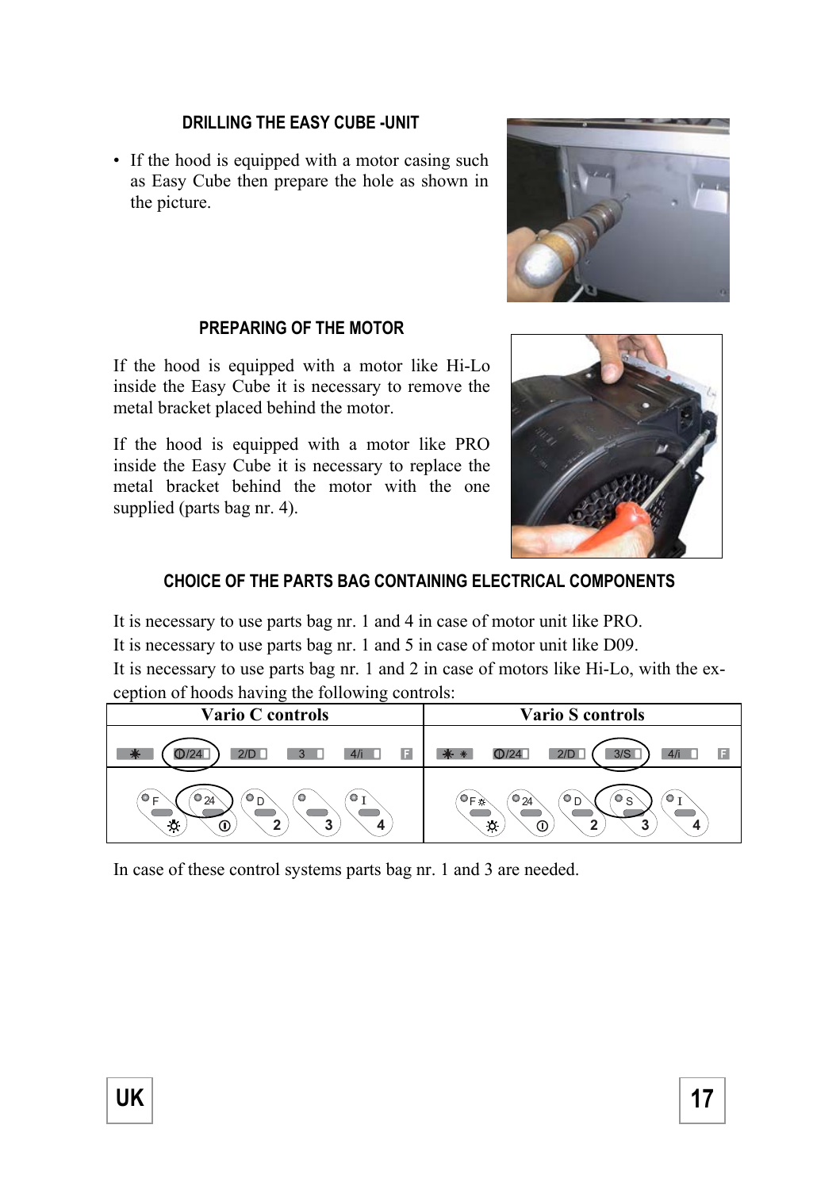## DRILLING THE EASY CUBE -UNIT

- If the hood is equipped with a motor casing such as Easy Cube then prepare the hole as shown in the picture.

## PREPARING OF THE MOTOR

If the hood is equipped with a motor like Hi-Lo inside the Easy Cube it is necessary to remove the metal bracket placed behind the motor.

If the hood is equipped with a motor like PRO inside the Easy Cube it is necessary to replace the metal bracket behind the motor with the one supplied (parts bag nr. 4).

## CHOICE OF THE PARTS BAG CONTAINING ELECTRICAL COMPONENTS

It is necessary to use parts bag nr. 1 and 4 in case of motor unit like PRO.
It is necessary to use parts bag nr. 1 and 5 in case of motor unit like D09.
It is necessary to use parts bag nr. 1 and 2 in case of motors like Hi-Lo, with the exception of hoods having the following controls:

| Vario C controls | Vario S controls |
|---|---|
| ✳ · ⓘ/24 · 2/D · 3 · 4/i · F | ✳ ✳ · ⓘ/24 · 2/D · 3/S · 4/i · F |
| F ☼ · 24 ⓘ · D 2 · 3 · I 4 | F ☼ · 24 ⓘ · D 2 · S 3 · I 4 |

In case of these control systems parts bag nr. 1 and 3 are needed.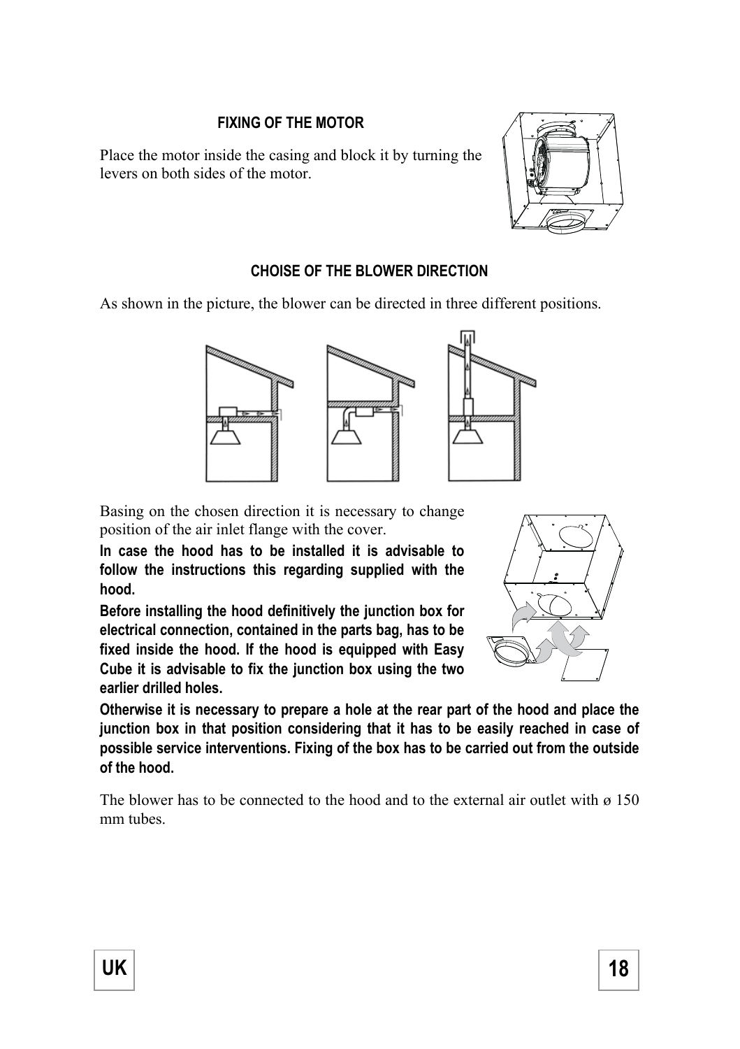## FIXING OF THE MOTOR

Place the motor inside the casing and block it by turning the levers on both sides of the motor.

## CHOISE OF THE BLOWER DIRECTION

As shown in the picture, the blower can be directed in three different positions.

Basing on the chosen direction it is necessary to change position of the air inlet flange with the cover.

**In case the hood has to be installed it is advisable to follow the instructions this regarding supplied with the hood.**

**Before installing the hood definitively the junction box for electrical connection, contained in the parts bag, has to be fixed inside the hood. If the hood is equipped with Easy Cube it is advisable to fix the junction box using the two earlier drilled holes.**

**Otherwise it is necessary to prepare a hole at the rear part of the hood and place the junction box in that position considering that it has to be easily reached in case of possible service interventions. Fixing of the box has to be carried out from the outside of the hood.**

The blower has to be connected to the hood and to the external air outlet with ø 150 mm tubes.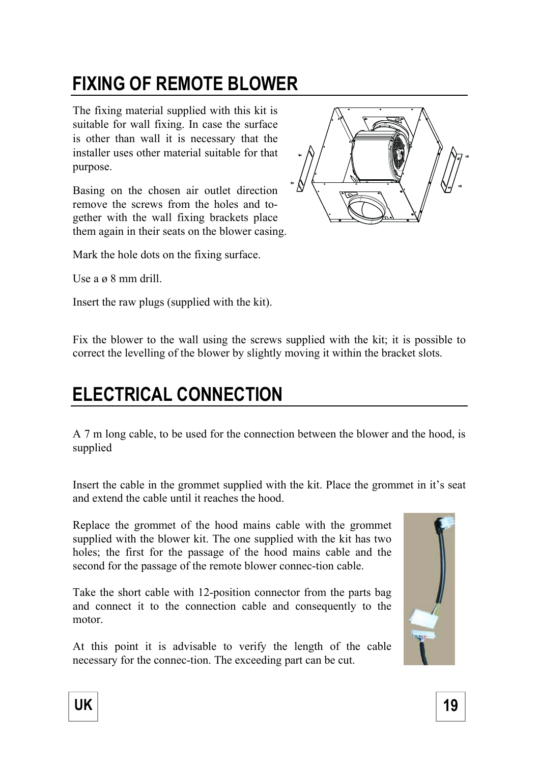## FIXING OF REMOTE BLOWER

The fixing material supplied with this kit is suitable for wall fixing. In case the surface is other than wall it is necessary that the installer uses other material suitable for that purpose.

Basing on the chosen air outlet direction remove the screws from the holes and together with the wall fixing brackets place them again in their seats on the blower casing.

Mark the hole dots on the fixing surface.

Use a ø 8 mm drill.

Insert the raw plugs (supplied with the kit).

Fix the blower to the wall using the screws supplied with the kit; it is possible to correct the levelling of the blower by slightly moving it within the bracket slots.

## ELECTRICAL CONNECTION

A 7 m long cable, to be used for the connection between the blower and the hood, is supplied

Insert the cable in the grommet supplied with the kit. Place the grommet in it's seat and extend the cable until it reaches the hood.

Replace the grommet of the hood mains cable with the grommet supplied with the blower kit. The one supplied with the kit has two holes; the first for the passage of the hood mains cable and the second for the passage of the remote blower connec-tion cable.

Take the short cable with 12-position connector from the parts bag and connect it to the connection cable and consequently to the motor.

At this point it is advisable to verify the length of the cable necessary for the connec-tion. The exceeding part can be cut.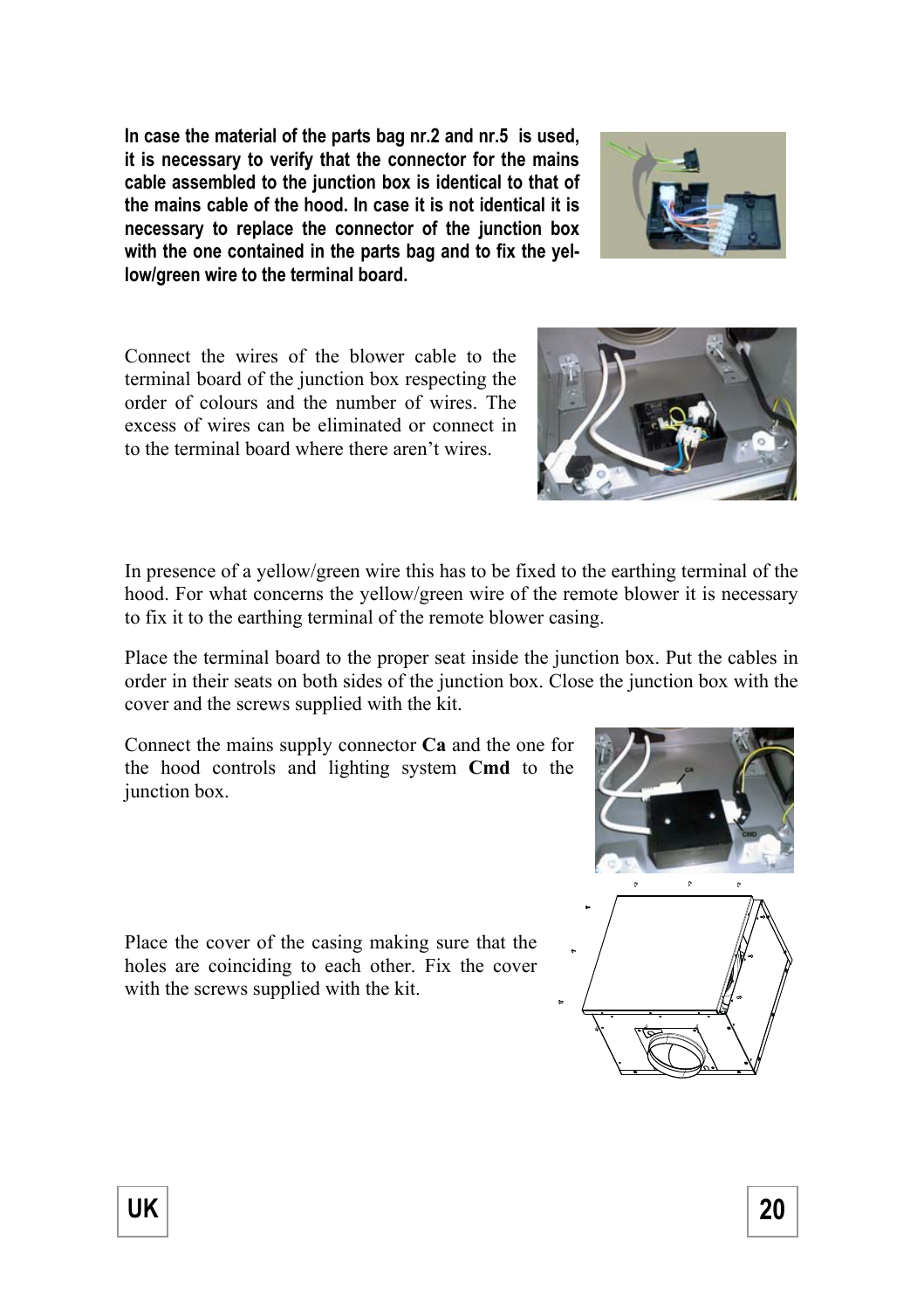**In case the material of the parts bag nr.2 and nr.5 is used, it is necessary to verify that the connector for the mains cable assembled to the junction box is identical to that of the mains cable of the hood. In case it is not identical it is necessary to replace the connector of the junction box with the one contained in the parts bag and to fix the yellow/green wire to the terminal board.**

Connect the wires of the blower cable to the terminal board of the junction box respecting the order of colours and the number of wires. The excess of wires can be eliminated or connect in to the terminal board where there aren't wires.

In presence of a yellow/green wire this has to be fixed to the earthing terminal of the hood. For what concerns the yellow/green wire of the remote blower it is necessary to fix it to the earthing terminal of the remote blower casing.

Place the terminal board to the proper seat inside the junction box. Put the cables in order in their seats on both sides of the junction box. Close the junction box with the cover and the screws supplied with the kit.

Connect the mains supply connector **Ca** and the one for the hood controls and lighting system **Cmd** to the junction box.

Place the cover of the casing making sure that the holes are coinciding to each other. Fix the cover with the screws supplied with the kit.